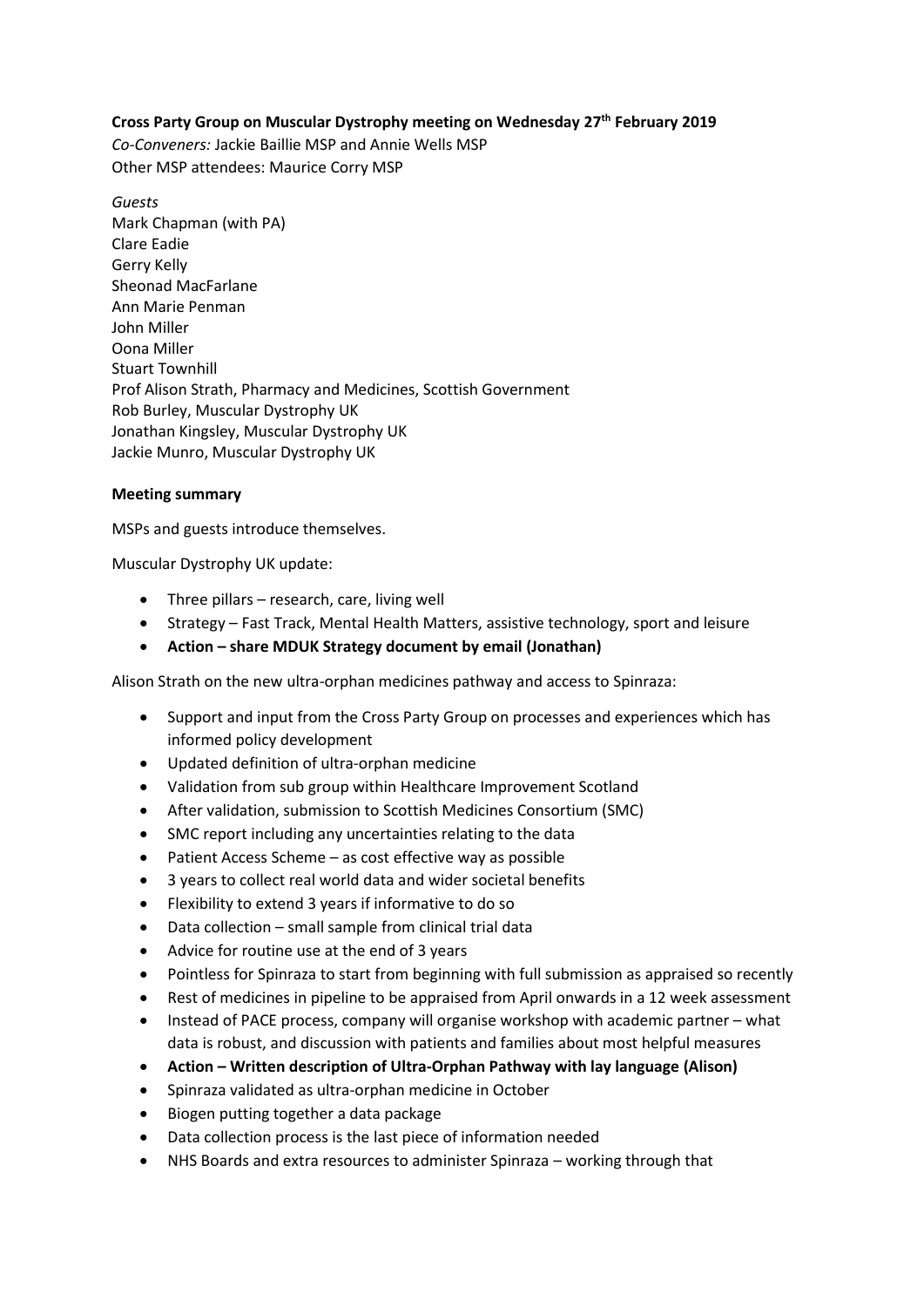**Cross Party Group on Muscular Dystrophy meeting on Wednesday 27th February 2019**

*Co-Conveners:* Jackie Baillie MSP and Annie Wells MSP
Other MSP attendees: Maurice Corry MSP

*Guests*
Mark Chapman (with PA)
Clare Eadie
Gerry Kelly
Sheonad MacFarlane
Ann Marie Penman
John Miller
Oona Miller
Stuart Townhill
Prof Alison Strath, Pharmacy and Medicines, Scottish Government
Rob Burley, Muscular Dystrophy UK
Jonathan Kingsley, Muscular Dystrophy UK
Jackie Munro, Muscular Dystrophy UK

**Meeting summary**

MSPs and guests introduce themselves.

Muscular Dystrophy UK update:

- Three pillars – research, care, living well
- Strategy – Fast Track, Mental Health Matters, assistive technology, sport and leisure
- **Action – share MDUK Strategy document by email (Jonathan)**

Alison Strath on the new ultra-orphan medicines pathway and access to Spinraza:

- Support and input from the Cross Party Group on processes and experiences which has informed policy development
- Updated definition of ultra-orphan medicine
- Validation from sub group within Healthcare Improvement Scotland
- After validation, submission to Scottish Medicines Consortium (SMC)
- SMC report including any uncertainties relating to the data
- Patient Access Scheme – as cost effective way as possible
- 3 years to collect real world data and wider societal benefits
- Flexibility to extend 3 years if informative to do so
- Data collection – small sample from clinical trial data
- Advice for routine use at the end of 3 years
- Pointless for Spinraza to start from beginning with full submission as appraised so recently
- Rest of medicines in pipeline to be appraised from April onwards in a 12 week assessment
- Instead of PACE process, company will organise workshop with academic partner – what data is robust, and discussion with patients and families about most helpful measures
- **Action – Written description of Ultra-Orphan Pathway with lay language (Alison)**
- Spinraza validated as ultra-orphan medicine in October
- Biogen putting together a data package
- Data collection process is the last piece of information needed
- NHS Boards and extra resources to administer Spinraza – working through that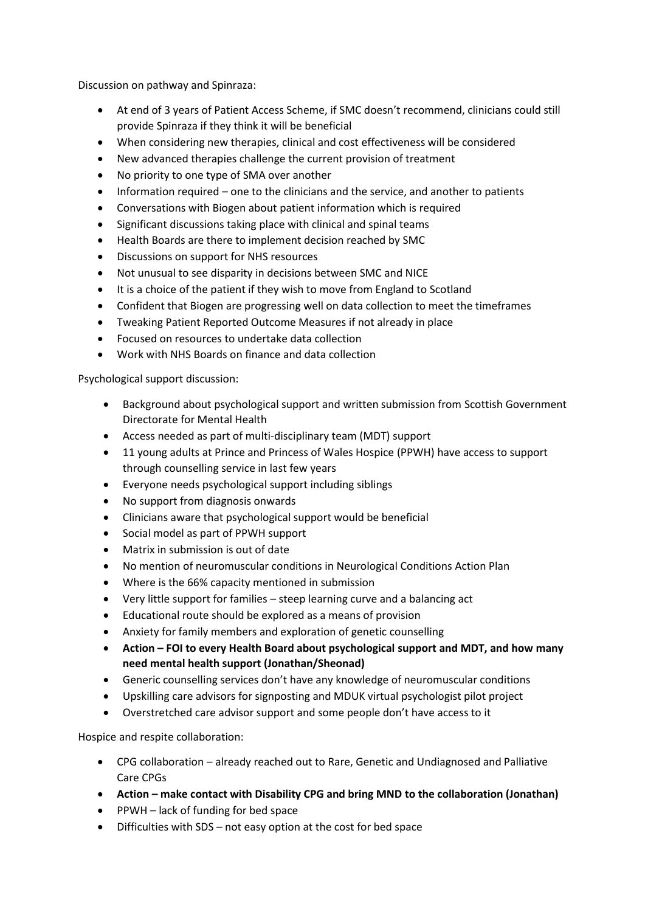Discussion on pathway and Spinraza:

- At end of 3 years of Patient Access Scheme, if SMC doesn't recommend, clinicians could still provide Spinraza if they think it will be beneficial
- When considering new therapies, clinical and cost effectiveness will be considered
- New advanced therapies challenge the current provision of treatment
- No priority to one type of SMA over another
- Information required – one to the clinicians and the service, and another to patients
- Conversations with Biogen about patient information which is required
- Significant discussions taking place with clinical and spinal teams
- Health Boards are there to implement decision reached by SMC
- Discussions on support for NHS resources
- Not unusual to see disparity in decisions between SMC and NICE
- It is a choice of the patient if they wish to move from England to Scotland
- Confident that Biogen are progressing well on data collection to meet the timeframes
- Tweaking Patient Reported Outcome Measures if not already in place
- Focused on resources to undertake data collection
- Work with NHS Boards on finance and data collection

Psychological support discussion:

- Background about psychological support and written submission from Scottish Government Directorate for Mental Health
- Access needed as part of multi-disciplinary team (MDT) support
- 11 young adults at Prince and Princess of Wales Hospice (PPWH) have access to support through counselling service in last few years
- Everyone needs psychological support including siblings
- No support from diagnosis onwards
- Clinicians aware that psychological support would be beneficial
- Social model as part of PPWH support
- Matrix in submission is out of date
- No mention of neuromuscular conditions in Neurological Conditions Action Plan
- Where is the 66% capacity mentioned in submission
- Very little support for families – steep learning curve and a balancing act
- Educational route should be explored as a means of provision
- Anxiety for family members and exploration of genetic counselling
- **Action – FOI to every Health Board about psychological support and MDT, and how many need mental health support (Jonathan/Sheonad)**
- Generic counselling services don't have any knowledge of neuromuscular conditions
- Upskilling care advisors for signposting and MDUK virtual psychologist pilot project
- Overstretched care advisor support and some people don't have access to it

Hospice and respite collaboration:

- CPG collaboration – already reached out to Rare, Genetic and Undiagnosed and Palliative Care CPGs
- **Action – make contact with Disability CPG and bring MND to the collaboration (Jonathan)**
- PPWH – lack of funding for bed space
- Difficulties with SDS – not easy option at the cost for bed space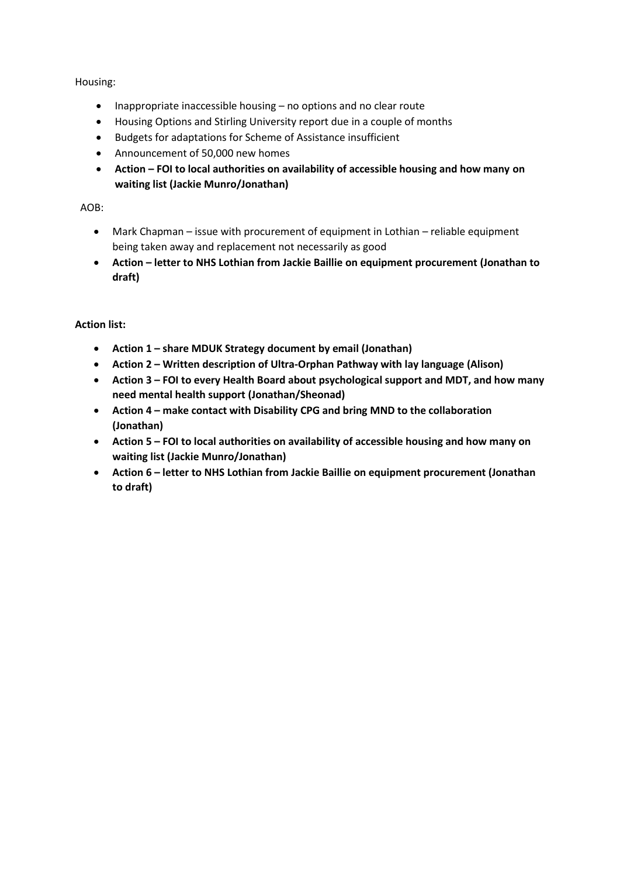Housing:

- Inappropriate inaccessible housing – no options and no clear route
- Housing Options and Stirling University report due in a couple of months
- Budgets for adaptations for Scheme of Assistance insufficient
- Announcement of 50,000 new homes
- **Action – FOI to local authorities on availability of accessible housing and how many on waiting list (Jackie Munro/Jonathan)**

AOB:

- Mark Chapman – issue with procurement of equipment in Lothian – reliable equipment being taken away and replacement not necessarily as good
- **Action – letter to NHS Lothian from Jackie Baillie on equipment procurement (Jonathan to draft)**

**Action list:**

- **Action 1 – share MDUK Strategy document by email (Jonathan)**
- **Action 2 – Written description of Ultra-Orphan Pathway with lay language (Alison)**
- **Action 3 – FOI to every Health Board about psychological support and MDT, and how many need mental health support (Jonathan/Sheonad)**
- **Action 4 – make contact with Disability CPG and bring MND to the collaboration (Jonathan)**
- **Action 5 – FOI to local authorities on availability of accessible housing and how many on waiting list (Jackie Munro/Jonathan)**
- **Action 6 – letter to NHS Lothian from Jackie Baillie on equipment procurement (Jonathan to draft)**